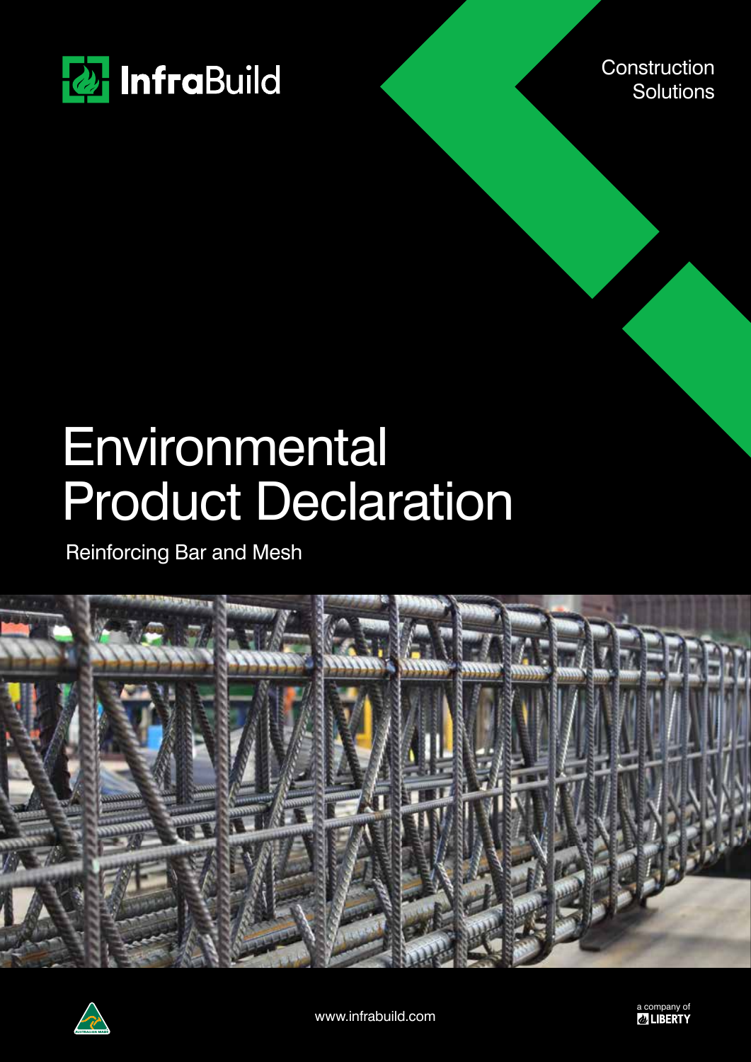InfraBuild

Construction Solutions

# Environmental Product Declaration

## Reinforcing Bar and Mesh

www.infrabuild.com

a company of LIBERTY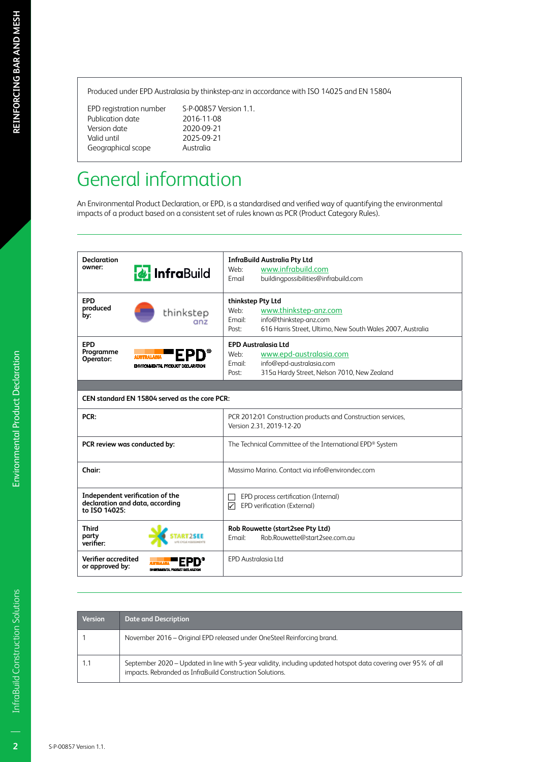Produced under EPD Australasia by thinkstep-anz in accordance with ISO 14025 and EN 15804

| | |
|---|---|
| EPD registration number | S-P-00857 Version 1.1. |
| Publication date | 2016-11-08 |
| Version date | 2020-09-21 |
| Valid until | 2025-09-21 |
| Geographical scope | Australia |

# General information

An Environmental Product Declaration, or EPD, is a standardised and verified way of quantifying the environmental impacts of a product based on a consistent set of rules known as PCR (Product Category Rules).

| | |
|---|---|
| **Declaration owner:** InfraBuild | **InfraBuild Australia Pty Ltd**<br>Web: www.infrabuild.com<br>Email: buildingpossibilities@infrabuild.com |
| **EPD produced by:** thinkstep anz | **thinkstep Pty Ltd**<br>Web: www.thinkstep-anz.com<br>Email: info@thinkstep-anz.com<br>Post: 616 Harris Street, Ultimo, New South Wales 2007, Australia |
| **EPD Programme Operator:** EPD Australasia Environmental Product Declaration | **EPD Australasia Ltd**<br>Web: www.epd-australasia.com<br>Email: info@epd-australasia.com<br>Post: 315a Hardy Street, Nelson 7010, New Zealand |
| **CEN standard EN 15804 served as the core PCR:** | |
| **PCR:** | PCR 2012:01 Construction products and Construction services, Version 2.31, 2019-12-20 |
| **PCR review was conducted by:** | The Technical Committee of the International EPD® System |
| **Chair:** | Massimo Marino. Contact via info@environdec.com |
| **Independent verification of the declaration and data, according to ISO 14025:** | ☐ EPD process certification (Internal)<br>☑ EPD verification (External) |
| **Third party verifier:** START2SEE Life Cycle Assessments | **Rob Rouwette (start2see Pty Ltd)**<br>Email: Rob.Rouwette@start2see.com.au |
| **Verifier accredited or approved by:** EPD Australasia Environmental Product Declaration | EPD Australasia Ltd |

| Version | Date and Description |
|---|---|
| 1 | November 2016 – Original EPD released under OneSteel Reinforcing brand. |
| 1.1 | September 2020 – Updated in line with 5-year validity, including updated hotspot data covering over 95 % of all impacts. Rebranded as InfraBuild Construction Solutions. |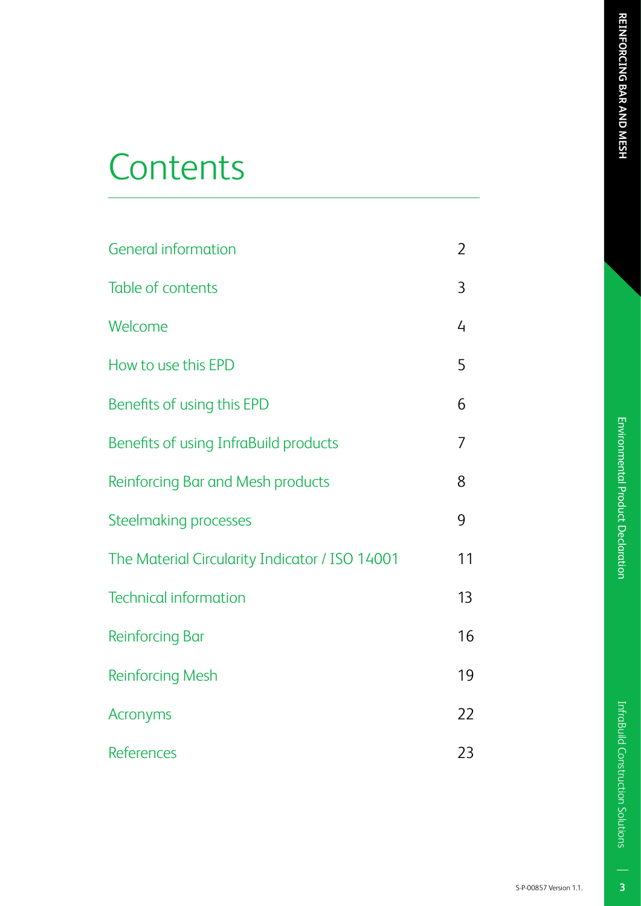# Contents

| | |
|---|---|
| General information | 2 |
| Table of contents | 3 |
| Welcome | 4 |
| How to use this EPD | 5 |
| Benefits of using this EPD | 6 |
| Benefits of using InfraBuild products | 7 |
| Reinforcing Bar and Mesh products | 8 |
| Steelmaking processes | 9 |
| The Material Circularity Indicator / ISO 14001 | 11 |
| Technical information | 13 |
| Reinforcing Bar | 16 |
| Reinforcing Mesh | 19 |
| Acronyms | 22 |
| References | 23 |

S-P-00857 Version 1.1.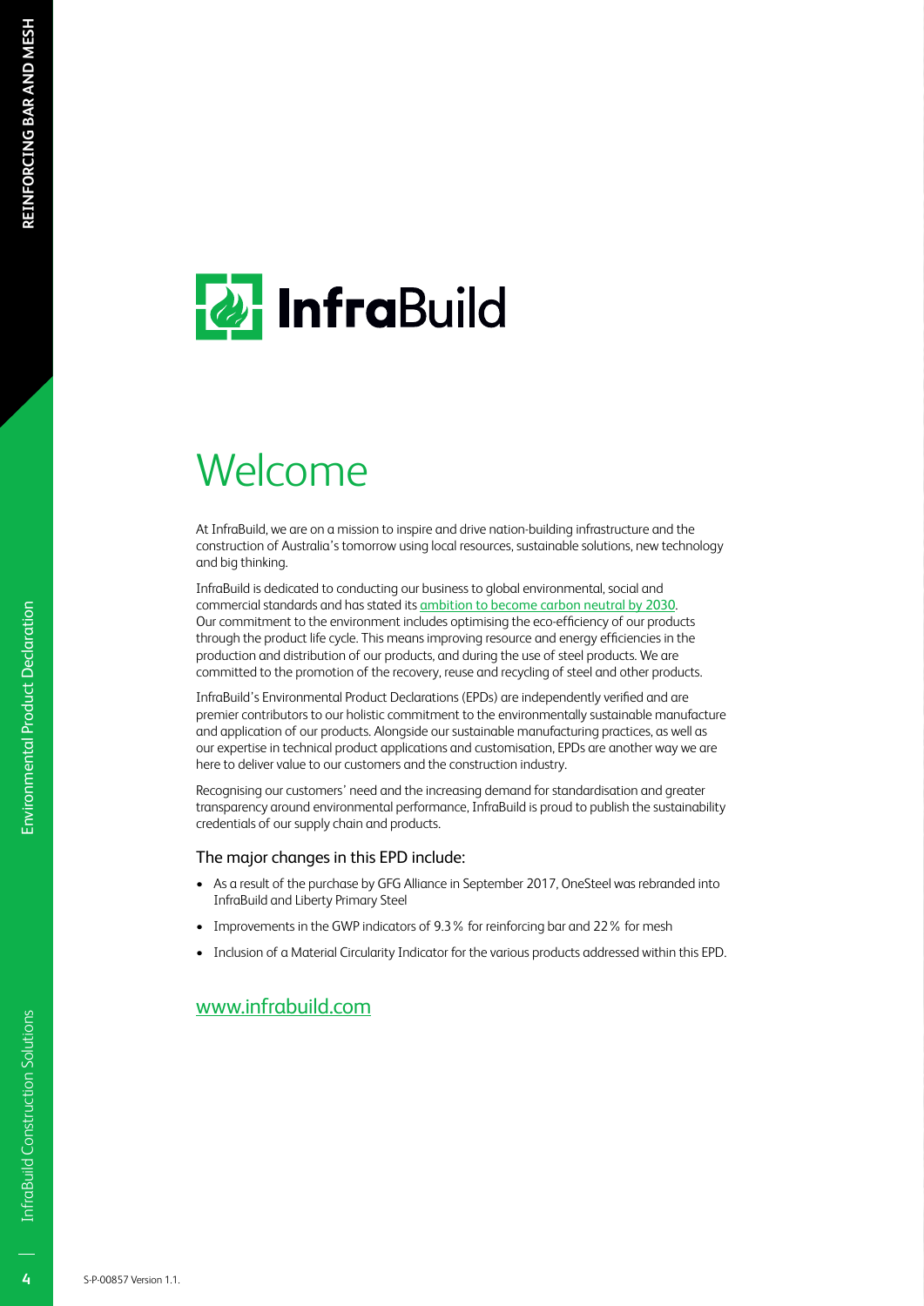# Welcome

At InfraBuild, we are on a mission to inspire and drive nation-building infrastructure and the construction of Australia's tomorrow using local resources, sustainable solutions, new technology and big thinking.

InfraBuild is dedicated to conducting our business to global environmental, social and commercial standards and has stated its ambition to become carbon neutral by 2030. Our commitment to the environment includes optimising the eco-efficiency of our products through the product life cycle. This means improving resource and energy efficiencies in the production and distribution of our products, and during the use of steel products. We are committed to the promotion of the recovery, reuse and recycling of steel and other products.

InfraBuild's Environmental Product Declarations (EPDs) are independently verified and are premier contributors to our holistic commitment to the environmentally sustainable manufacture and application of our products. Alongside our sustainable manufacturing practices, as well as our expertise in technical product applications and customisation, EPDs are another way we are here to deliver value to our customers and the construction industry.

Recognising our customers' need and the increasing demand for standardisation and greater transparency around environmental performance, InfraBuild is proud to publish the sustainability credentials of our supply chain and products.

### The major changes in this EPD include:

- As a result of the purchase by GFG Alliance in September 2017, OneSteel was rebranded into InfraBuild and Liberty Primary Steel
- Improvements in the GWP indicators of 9.3 % for reinforcing bar and 22 % for mesh
- Inclusion of a Material Circularity Indicator for the various products addressed within this EPD.

www.infrabuild.com

S-P-00857 Version 1.1.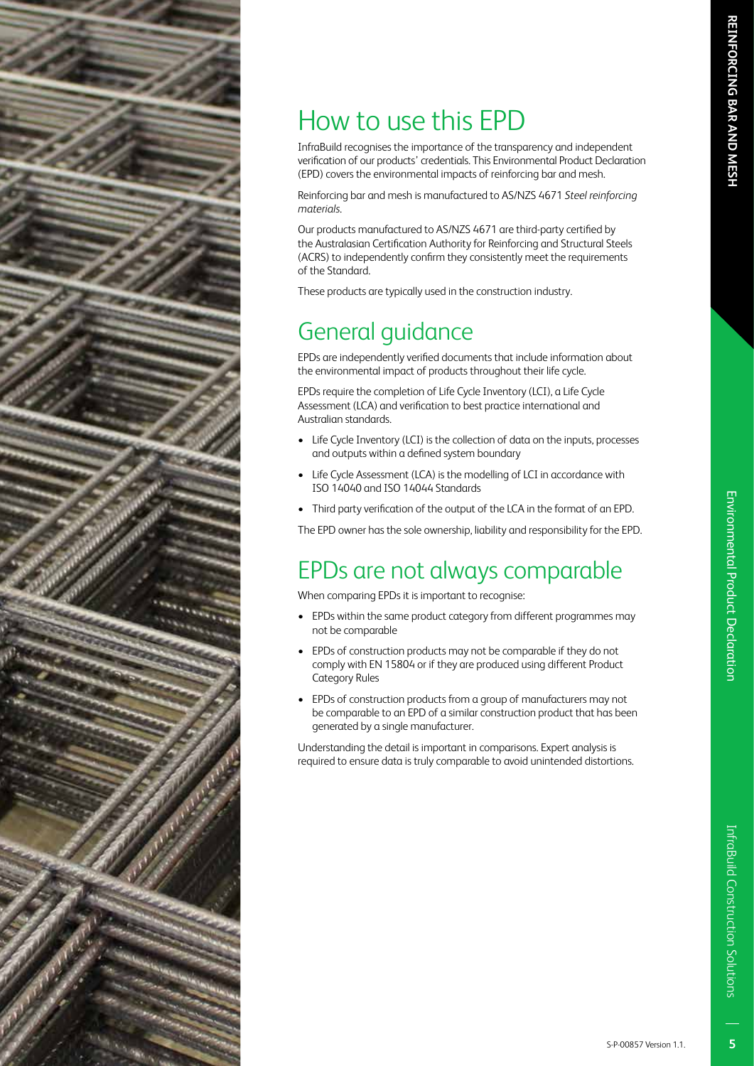# How to use this EPD

InfraBuild recognises the importance of the transparency and independent verification of our products' credentials. This Environmental Product Declaration (EPD) covers the environmental impacts of reinforcing bar and mesh.

Reinforcing bar and mesh is manufactured to AS/NZS 4671 *Steel reinforcing materials*.

Our products manufactured to AS/NZS 4671 are third-party certified by the Australasian Certification Authority for Reinforcing and Structural Steels (ACRS) to independently confirm they consistently meet the requirements of the Standard.

These products are typically used in the construction industry.

# General guidance

EPDs are independently verified documents that include information about the environmental impact of products throughout their life cycle.

EPDs require the completion of Life Cycle Inventory (LCI), a Life Cycle Assessment (LCA) and verification to best practice international and Australian standards.

- Life Cycle Inventory (LCI) is the collection of data on the inputs, processes and outputs within a defined system boundary
- Life Cycle Assessment (LCA) is the modelling of LCI in accordance with ISO 14040 and ISO 14044 Standards
- Third party verification of the output of the LCA in the format of an EPD.

The EPD owner has the sole ownership, liability and responsibility for the EPD.

# EPDs are not always comparable

When comparing EPDs it is important to recognise:

- EPDs within the same product category from different programmes may not be comparable
- EPDs of construction products may not be comparable if they do not comply with EN 15804 or if they are produced using different Product Category Rules
- EPDs of construction products from a group of manufacturers may not be comparable to an EPD of a similar construction product that has been generated by a single manufacturer.

Understanding the detail is important in comparisons. Expert analysis is required to ensure data is truly comparable to avoid unintended distortions.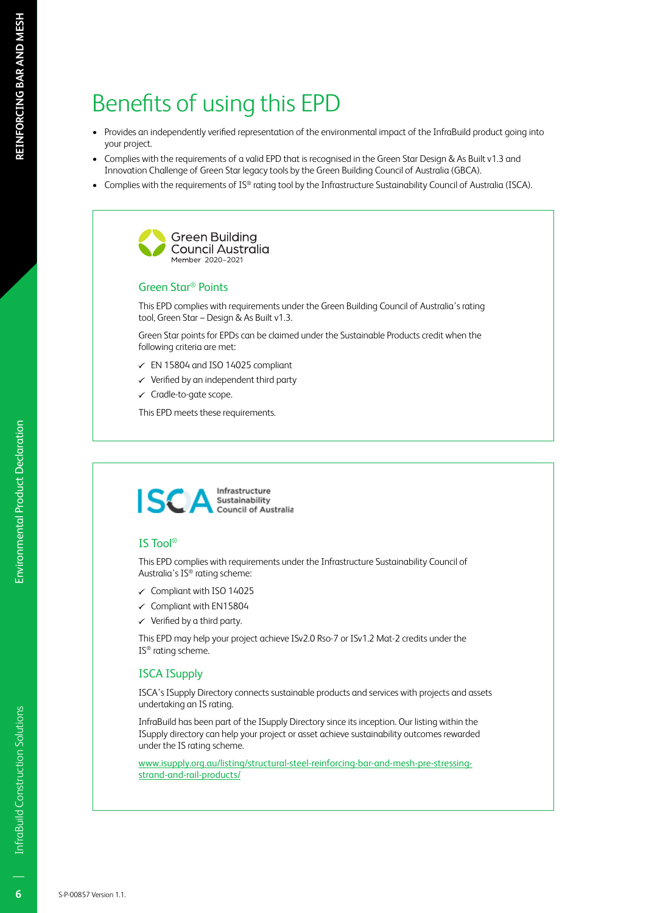# Benefits of using this EPD

- Provides an independently verified representation of the environmental impact of the InfraBuild product going into your project.
- Complies with the requirements of a valid EPD that is recognised in the Green Star Design & As Built v1.3 and Innovation Challenge of Green Star legacy tools by the Green Building Council of Australia (GBCA).
- Complies with the requirements of IS® rating tool by the Infrastructure Sustainability Council of Australia (ISCA).

Green Building Council Australia
Member 2020–2021

## Green Star® Points

This EPD complies with requirements under the Green Building Council of Australia's rating tool, Green Star – Design & As Built v1.3.

Green Star points for EPDs can be claimed under the Sustainable Products credit when the following criteria are met:

- ✓ EN 15804 and ISO 14025 compliant
- ✓ Verified by an independent third party
- ✓ Cradle-to-gate scope.

This EPD meets these requirements.

ISCA Infrastructure Sustainability Council of Australia

## IS Tool®

This EPD complies with requirements under the Infrastructure Sustainability Council of Australia's IS® rating scheme:

- ✓ Compliant with ISO 14025
- ✓ Compliant with EN15804
- ✓ Verified by a third party.

This EPD may help your project achieve ISv2.0 Rso-7 or ISv1.2 Mat-2 credits under the IS® rating scheme.

## ISCA ISupply

ISCA's ISupply Directory connects sustainable products and services with projects and assets undertaking an IS rating.

InfraBuild has been part of the ISupply Directory since its inception. Our listing within the ISupply directory can help your project or asset achieve sustainability outcomes rewarded under the IS rating scheme.

www.isupply.org.au/listing/structural-steel-reinforcing-bar-and-mesh-pre-stressing-strand-and-rail-products/

S-P-00857 Version 1.1.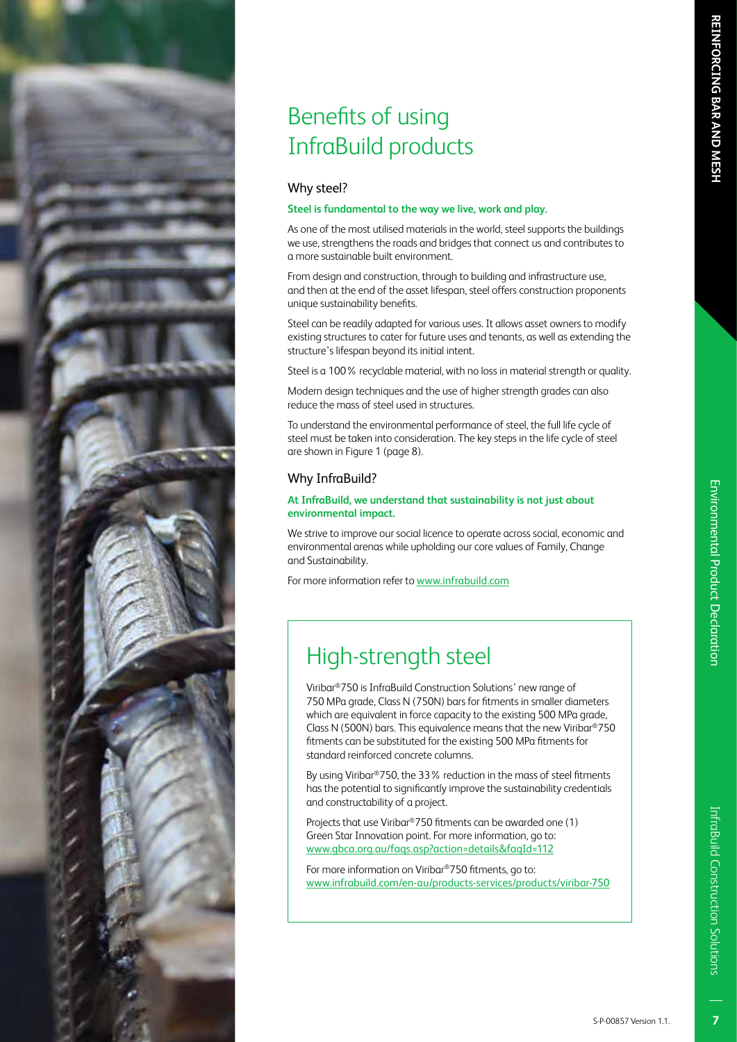# Benefits of using InfraBuild products

## Why steel?

**Steel is fundamental to the way we live, work and play.**

As one of the most utilised materials in the world, steel supports the buildings we use, strengthens the roads and bridges that connect us and contributes to a more sustainable built environment.

From design and construction, through to building and infrastructure use, and then at the end of the asset lifespan, steel offers construction proponents unique sustainability benefits.

Steel can be readily adapted for various uses. It allows asset owners to modify existing structures to cater for future uses and tenants, as well as extending the structure's lifespan beyond its initial intent.

Steel is a 100 % recyclable material, with no loss in material strength or quality.

Modern design techniques and the use of higher strength grades can also reduce the mass of steel used in structures.

To understand the environmental performance of steel, the full life cycle of steel must be taken into consideration. The key steps in the life cycle of steel are shown in Figure 1 (page 8).

## Why InfraBuild?

**At InfraBuild, we understand that sustainability is not just about environmental impact.**

We strive to improve our social licence to operate across social, economic and environmental arenas while upholding our core values of Family, Change and Sustainability.

For more information refer to www.infrabuild.com

## High-strength steel

Viribar®750 is InfraBuild Construction Solutions' new range of 750 MPa grade, Class N (750N) bars for fitments in smaller diameters which are equivalent in force capacity to the existing 500 MPa grade, Class N (500N) bars. This equivalence means that the new Viribar®750 fitments can be substituted for the existing 500 MPa fitments for standard reinforced concrete columns.

By using Viribar®750, the 33 % reduction in the mass of steel fitments has the potential to significantly improve the sustainability credentials and constructability of a project.

Projects that use Viribar®750 fitments can be awarded one (1) Green Star Innovation point. For more information, go to: www.gbca.org.au/faqs.asp?action=details&faqId=112

For more information on Viribar®750 fitments, go to: www.infrabuild.com/en-au/products-services/products/viribar-750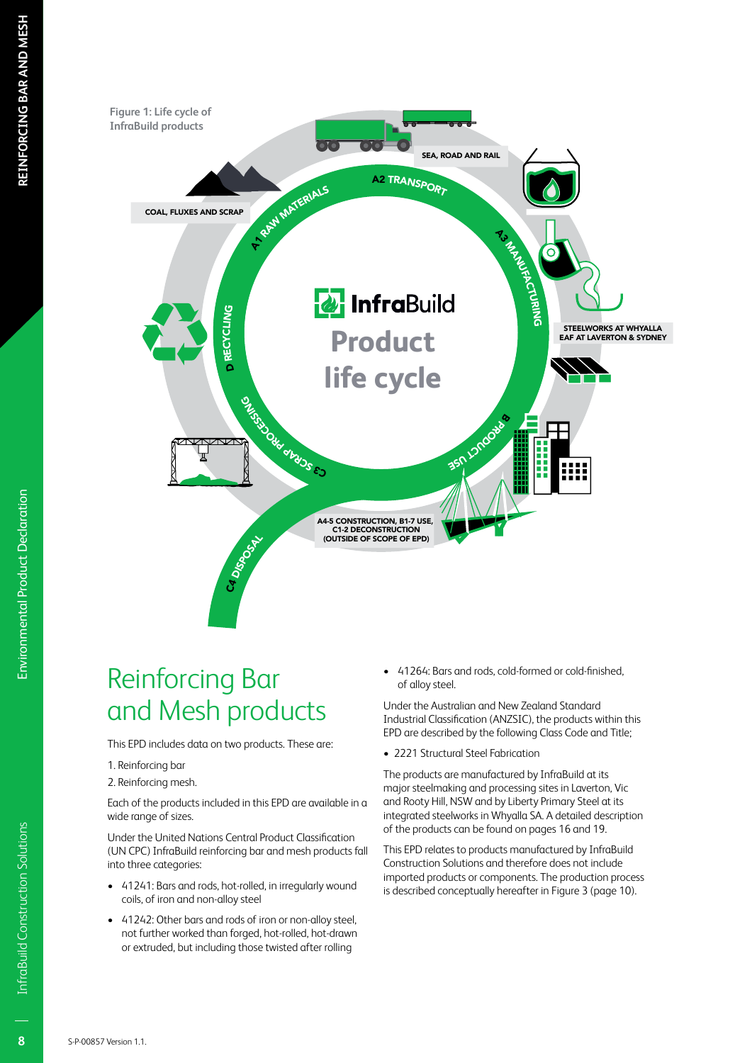Figure 1: Life cycle of InfraBuild products

# Reinforcing Bar and Mesh products

This EPD includes data on two products. These are:

1. Reinforcing bar
2. Reinforcing mesh.

Each of the products included in this EPD are available in a wide range of sizes.

Under the United Nations Central Product Classification (UN CPC) InfraBuild reinforcing bar and mesh products fall into three categories:

- 41241: Bars and rods, hot-rolled, in irregularly wound coils, of iron and non-alloy steel
- 41242: Other bars and rods of iron or non-alloy steel, not further worked than forged, hot-rolled, hot-drawn or extruded, but including those twisted after rolling
- 41264: Bars and rods, cold-formed or cold-finished, of alloy steel.

Under the Australian and New Zealand Standard Industrial Classification (ANZSIC), the products within this EPD are described by the following Class Code and Title;

- 2221 Structural Steel Fabrication

The products are manufactured by InfraBuild at its major steelmaking and processing sites in Laverton, Vic and Rooty Hill, NSW and by Liberty Primary Steel at its integrated steelworks in Whyalla SA. A detailed description of the products can be found on pages 16 and 19.

This EPD relates to products manufactured by InfraBuild Construction Solutions and therefore does not include imported products or components. The production process is described conceptually hereafter in Figure 3 (page 10).

S-P-00857 Version 1.1.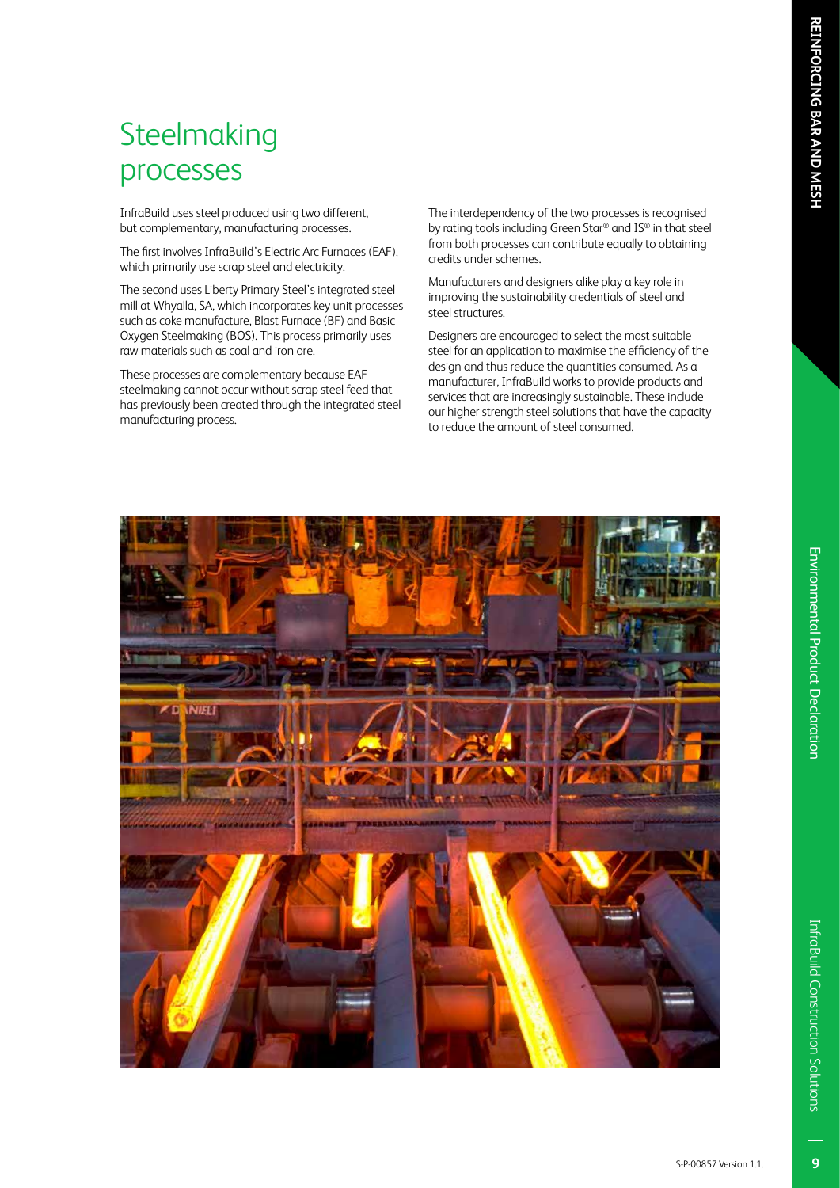# Steelmaking processes

InfraBuild uses steel produced using two different, but complementary, manufacturing processes.

The first involves InfraBuild's Electric Arc Furnaces (EAF), which primarily use scrap steel and electricity.

The second uses Liberty Primary Steel's integrated steel mill at Whyalla, SA, which incorporates key unit processes such as coke manufacture, Blast Furnace (BF) and Basic Oxygen Steelmaking (BOS). This process primarily uses raw materials such as coal and iron ore.

These processes are complementary because EAF steelmaking cannot occur without scrap steel feed that has previously been created through the integrated steel manufacturing process.

The interdependency of the two processes is recognised by rating tools including Green Star® and IS® in that steel from both processes can contribute equally to obtaining credits under schemes.

Manufacturers and designers alike play a key role in improving the sustainability credentials of steel and steel structures.

Designers are encouraged to select the most suitable steel for an application to maximise the efficiency of the design and thus reduce the quantities consumed. As a manufacturer, InfraBuild works to provide products and services that are increasingly sustainable. These include our higher strength steel solutions that have the capacity to reduce the amount of steel consumed.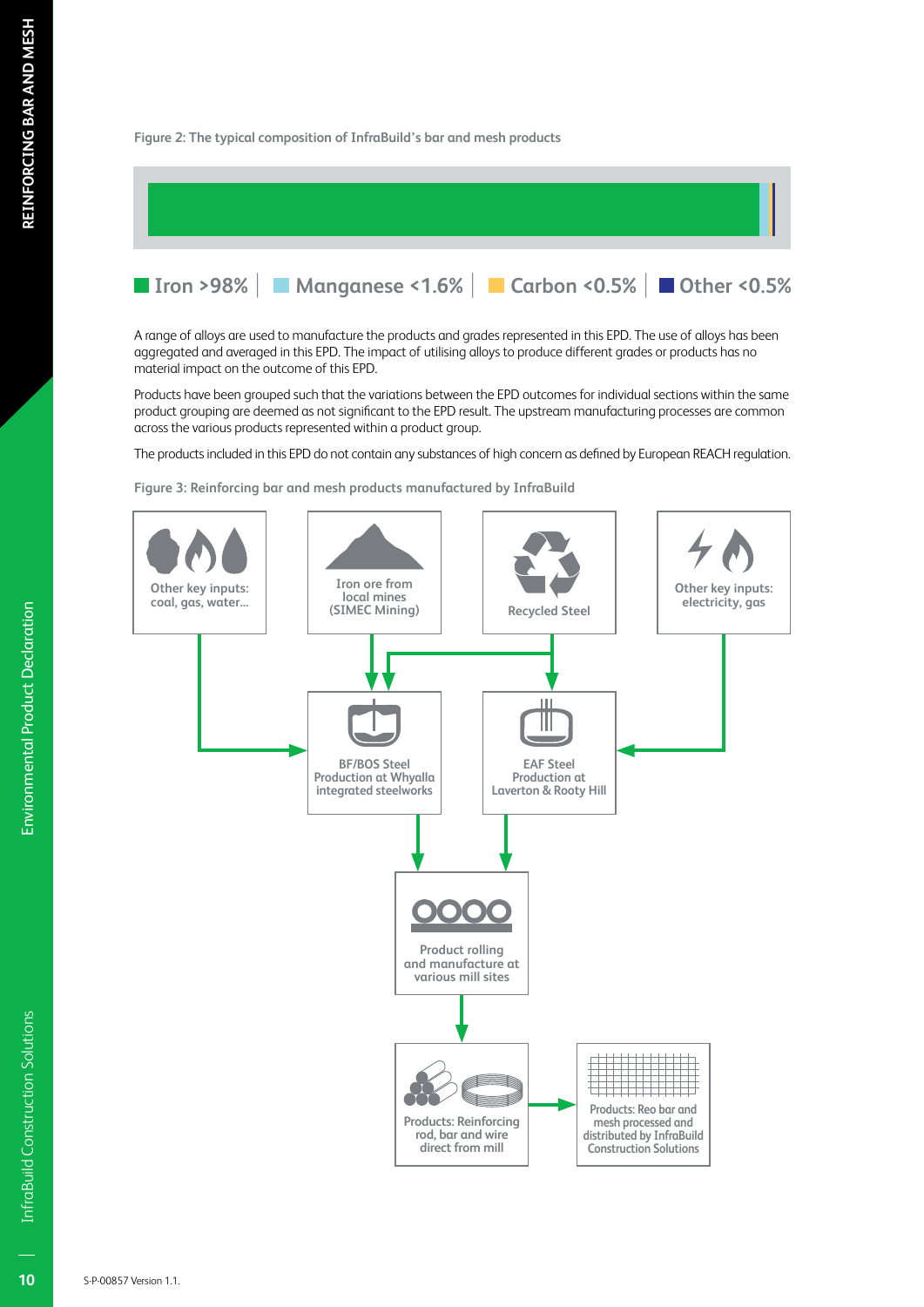Figure 2: The typical composition of InfraBuild's bar and mesh products

Iron >98% | Manganese <1.6% | Carbon <0.5% | Other <0.5%

A range of alloys are used to manufacture the products and grades represented in this EPD. The use of alloys has been aggregated and averaged in this EPD. The impact of utilising alloys to produce different grades or products has no material impact on the outcome of this EPD.

Products have been grouped such that the variations between the EPD outcomes for individual sections within the same product grouping are deemed as not significant to the EPD result. The upstream manufacturing processes are common across the various products represented within a product group.

The products included in this EPD do not contain any substances of high concern as defined by European REACH regulation.

Figure 3: Reinforcing bar and mesh products manufactured by InfraBuild

- Other key inputs: coal, gas, water...
- Iron ore from local mines (SIMEC Mining)
- Recycled Steel
- Other key inputs: electricity, gas
- BF/BOS Steel Production at Whyalla integrated steelworks
- EAF Steel Production at Laverton & Rooty Hill
- Product rolling and manufacture at various mill sites
- Products: Reinforcing rod, bar and wire direct from mill
- Products: Reo bar and mesh processed and distributed by InfraBuild Construction Solutions

S-P-00857 Version 1.1.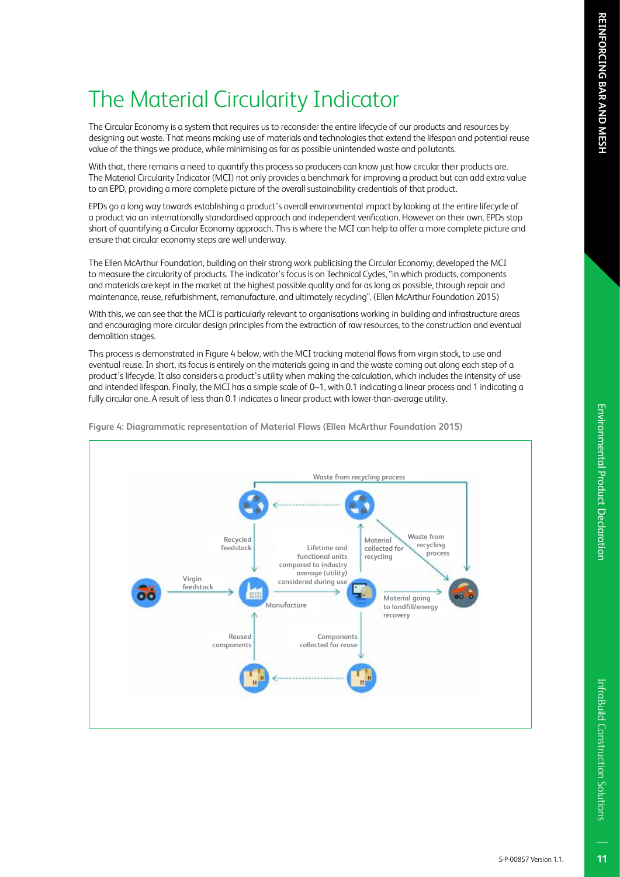# The Material Circularity Indicator

The Circular Economy is a system that requires us to reconsider the entire lifecycle of our products and resources by designing out waste. That means making use of materials and technologies that extend the lifespan and potential reuse value of the things we produce, while minimising as far as possible unintended waste and pollutants.

With that, there remains a need to quantify this process so producers can know just how circular their products are. The Material Circularity Indicator (MCI) not only provides a benchmark for improving a product but can add extra value to an EPD, providing a more complete picture of the overall sustainability credentials of that product.

EPDs go a long way towards establishing a product's overall environmental impact by looking at the entire lifecycle of a product via an internationally standardised approach and independent verification. However on their own, EPDs stop short of quantifying a Circular Economy approach. This is where the MCI can help to offer a more complete picture and ensure that circular economy steps are well underway.

The Ellen McArthur Foundation, building on their strong work publicising the Circular Economy, developed the MCI to measure the circularity of products. The indicator's focus is on Technical Cycles, "in which products, components and materials are kept in the market at the highest possible quality and for as long as possible, through repair and maintenance, reuse, refurbishment, remanufacture, and ultimately recycling". (Ellen McArthur Foundation 2015)

With this, we can see that the MCI is particularly relevant to organisations working in building and infrastructure areas and encouraging more circular design principles from the extraction of raw resources, to the construction and eventual demolition stages.

This process is demonstrated in Figure 4 below, with the MCI tracking material flows from virgin stock, to use and eventual reuse. In short, its focus is entirely on the materials going in and the waste coming out along each step of a product's lifecycle. It also considers a product's utility when making the calculation, which includes the intensity of use and intended lifespan. Finally, the MCI has a simple scale of 0–1, with 0.1 indicating a linear process and 1 indicating a fully circular one. A result of less than 0.1 indicates a linear product with lower-than-average utility.

**Figure 4: Diagrammatic representation of Material Flows (Ellen McArthur Foundation 2015)**

Waste from recycling process

Recycled feedstock

Lifetime and functional units compared to industry average (utility) considered during use

Material collected for recycling

Waste from recycling process

Virgin feedstock

Manufacture

Material going to landfill/energy recovery

Reused components

Components collected for reuse

S-P-00857 Version 1.1.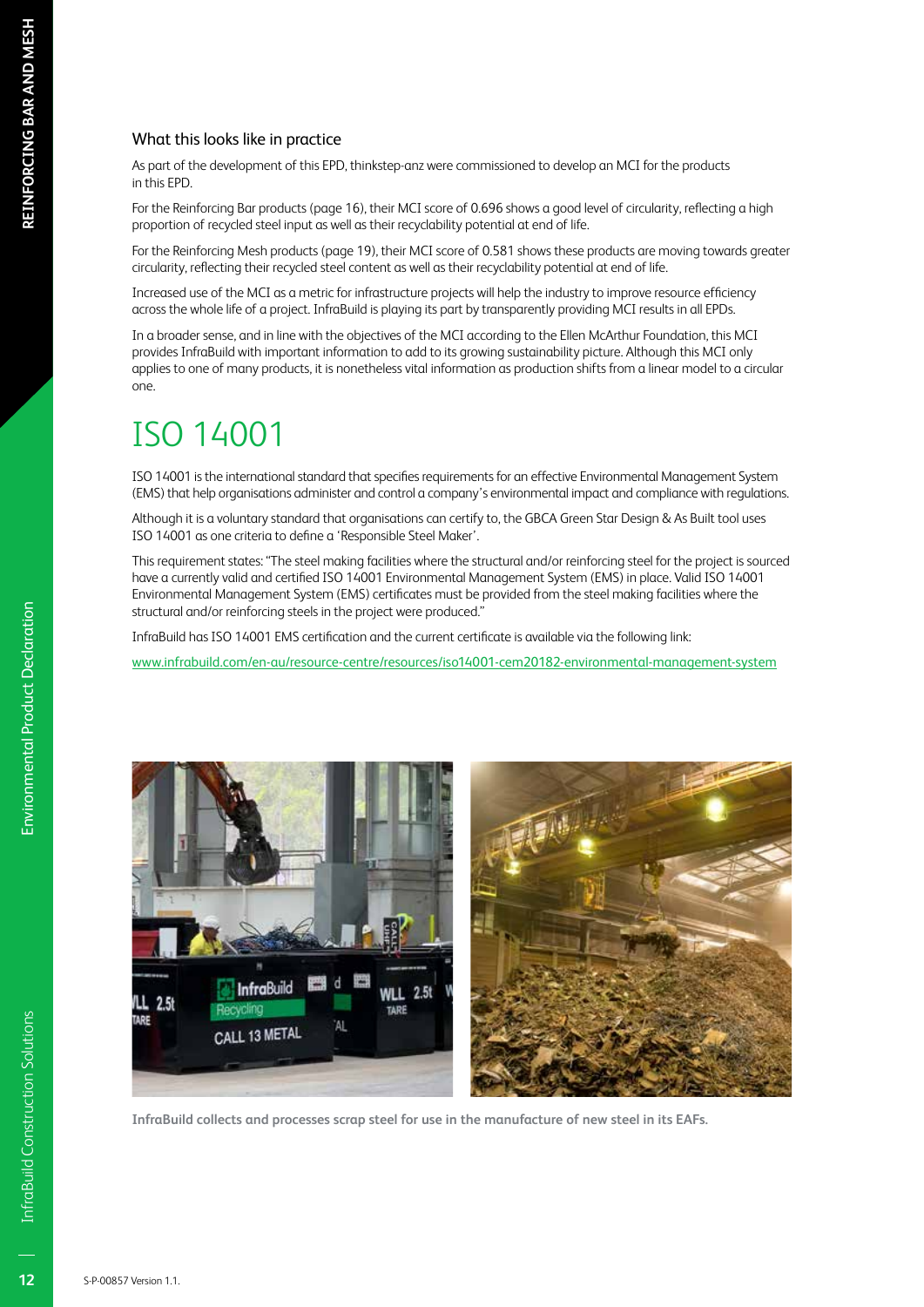### What this looks like in practice

As part of the development of this EPD, thinkstep-anz were commissioned to develop an MCI for the products in this EPD.

For the Reinforcing Bar products (page 16), their MCI score of 0.696 shows a good level of circularity, reflecting a high proportion of recycled steel input as well as their recyclability potential at end of life.

For the Reinforcing Mesh products (page 19), their MCI score of 0.581 shows these products are moving towards greater circularity, reflecting their recycled steel content as well as their recyclability potential at end of life.

Increased use of the MCI as a metric for infrastructure projects will help the industry to improve resource efficiency across the whole life of a project. InfraBuild is playing its part by transparently providing MCI results in all EPDs.

In a broader sense, and in line with the objectives of the MCI according to the Ellen McArthur Foundation, this MCI provides InfraBuild with important information to add to its growing sustainability picture. Although this MCI only applies to one of many products, it is nonetheless vital information as production shifts from a linear model to a circular one.

# ISO 14001

ISO 14001 is the international standard that specifies requirements for an effective Environmental Management System (EMS) that help organisations administer and control a company's environmental impact and compliance with regulations.

Although it is a voluntary standard that organisations can certify to, the GBCA Green Star Design & As Built tool uses ISO 14001 as one criteria to define a 'Responsible Steel Maker'.

This requirement states: "The steel making facilities where the structural and/or reinforcing steel for the project is sourced have a currently valid and certified ISO 14001 Environmental Management System (EMS) in place. Valid ISO 14001 Environmental Management System (EMS) certificates must be provided from the steel making facilities where the structural and/or reinforcing steels in the project were produced."

InfraBuild has ISO 14001 EMS certification and the current certificate is available via the following link:

www.infrabuild.com/en-au/resource-centre/resources/iso14001-cem20182-environmental-management-system

InfraBuild collects and processes scrap steel for use in the manufacture of new steel in its EAFs.

S-P-00857 Version 1.1.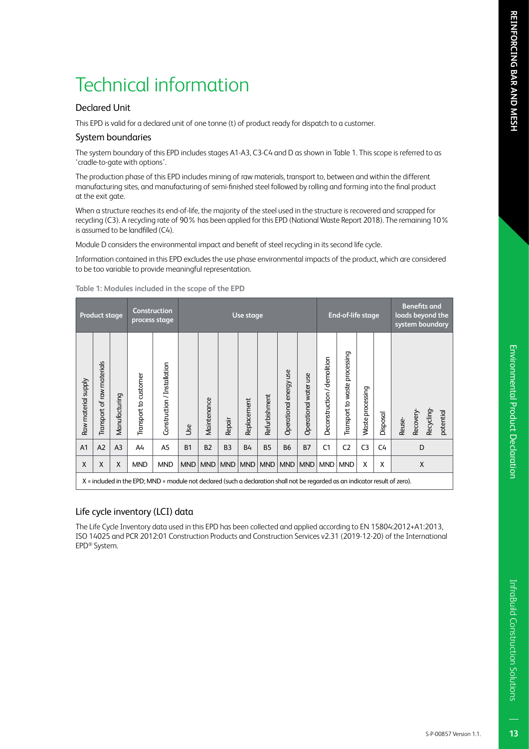# Technical information

## Declared Unit

This EPD is valid for a declared unit of one tonne (t) of product ready for dispatch to a customer.

## System boundaries

The system boundary of this EPD includes stages A1-A3, C3-C4 and D as shown in Table 1. This scope is referred to as 'cradle-to-gate with options'.

The production phase of this EPD includes mining of raw materials, transport to, between and within the different manufacturing sites, and manufacturing of semi-finished steel followed by rolling and forming into the final product at the exit gate.

When a structure reaches its end-of-life, the majority of the steel used in the structure is recovered and scrapped for recycling (C3). A recycling rate of 90% has been applied for this EPD (National Waste Report 2018). The remaining 10% is assumed to be landfilled (C4).

Module D considers the environmental impact and benefit of steel recycling in its second life cycle.

Information contained in this EPD excludes the use phase environmental impacts of the product, which are considered to be too variable to provide meaningful representation.

**Table 1: Modules included in the scope of the EPD**

| Product stage | | | Construction process stage | | Use stage | | | | | | | End-of-life stage | | | | Benefits and loads beyond the system boundary |
|---|---|---|---|---|---|---|---|---|---|---|---|---|---|---|---|---|
| Raw material supply | Transport of raw materials | Manufacturing | Transport to customer | Construction / Installation | Use | Maintenance | Repair | Replacement | Refurbishment | Operational energy use | Operational water use | Deconstruction / demolition | Transport to waste processing | Waste processing | Disposal | Reuse- Recovery- Recycling- potential |
| A1 | A2 | A3 | A4 | A5 | B1 | B2 | B3 | B4 | B5 | B6 | B7 | C1 | C2 | C3 | C4 | D |
| X | X | X | MND | MND | MND | MND | MND | MND | MND | MND | MND | MND | MND | X | X | X |

X = included in the EPD; MND = module not declared (such a declaration shall not be regarded as an indicator result of zero).

## Life cycle inventory (LCI) data

The Life Cycle Inventory data used in this EPD has been collected and applied according to EN 15804:2012+A1:2013, ISO 14025 and PCR 2012:01 Construction Products and Construction Services v2.31 (2019-12-20) of the International EPD® System.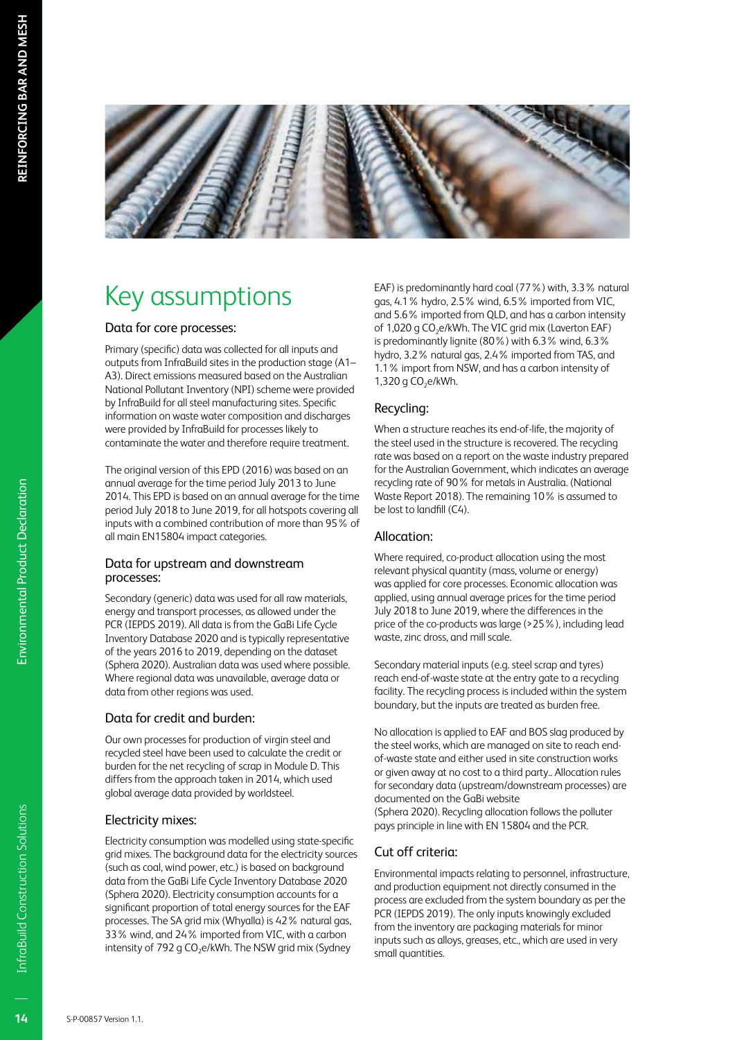# Key assumptions

## Data for core processes:

Primary (specific) data was collected for all inputs and outputs from InfraBuild sites in the production stage (A1–A3). Direct emissions measured based on the Australian National Pollutant Inventory (NPI) scheme were provided by InfraBuild for all steel manufacturing sites. Specific information on waste water composition and discharges were provided by InfraBuild for processes likely to contaminate the water and therefore require treatment.

The original version of this EPD (2016) was based on an annual average for the time period July 2013 to June 2014. This EPD is based on an annual average for the time period July 2018 to June 2019, for all hotspots covering all inputs with a combined contribution of more than 95% of all main EN15804 impact categories.

## Data for upstream and downstream processes:

Secondary (generic) data was used for all raw materials, energy and transport processes, as allowed under the PCR (IEPDS 2019). All data is from the GaBi Life Cycle Inventory Database 2020 and is typically representative of the years 2016 to 2019, depending on the dataset (Sphera 2020). Australian data was used where possible. Where regional data was unavailable, average data or data from other regions was used.

## Data for credit and burden:

Our own processes for production of virgin steel and recycled steel have been used to calculate the credit or burden for the net recycling of scrap in Module D. This differs from the approach taken in 2014, which used global average data provided by worldsteel.

## Electricity mixes:

Electricity consumption was modelled using state-specific grid mixes. The background data for the electricity sources (such as coal, wind power, etc.) is based on background data from the GaBi Life Cycle Inventory Database 2020 (Sphera 2020). Electricity consumption accounts for a significant proportion of total energy sources for the EAF processes. The SA grid mix (Whyalla) is 42% natural gas, 33% wind, and 24% imported from VIC, with a carbon intensity of 792 g $CO_2$e/kWh. The NSW grid mix (Sydney EAF) is predominantly hard coal (77%) with, 3.3% natural gas, 4.1% hydro, 2.5% wind, 6.5% imported from VIC, and 5.6% imported from QLD, and has a carbon intensity of 1,020 g $CO_2$e/kWh. The VIC grid mix (Laverton EAF) is predominantly lignite (80%) with 6.3% wind, 6.3% hydro, 3.2% natural gas, 2.4% imported from TAS, and 1.1% import from NSW, and has a carbon intensity of 1,320 g $CO_2$e/kWh.

## Recycling:

When a structure reaches its end-of-life, the majority of the steel used in the structure is recovered. The recycling rate was based on a report on the waste industry prepared for the Australian Government, which indicates an average recycling rate of 90% for metals in Australia. (National Waste Report 2018). The remaining 10% is assumed to be lost to landfill (C4).

## Allocation:

Where required, co-product allocation using the most relevant physical quantity (mass, volume or energy) was applied for core processes. Economic allocation was applied, using annual average prices for the time period July 2018 to June 2019, where the differences in the price of the co-products was large (>25%), including lead waste, zinc dross, and mill scale.

Secondary material inputs (e.g. steel scrap and tyres) reach end-of-waste state at the entry gate to a recycling facility. The recycling process is included within the system boundary, but the inputs are treated as burden free.

No allocation is applied to EAF and BOS slag produced by the steel works, which are managed on site to reach end-of-waste state and either used in site construction works or given away at no cost to a third party.. Allocation rules for secondary data (upstream/downstream processes) are documented on the GaBi website (Sphera 2020). Recycling allocation follows the polluter pays principle in line with EN 15804 and the PCR.

## Cut off criteria:

Environmental impacts relating to personnel, infrastructure, and production equipment not directly consumed in the process are excluded from the system boundary as per the PCR (IEPDS 2019). The only inputs knowingly excluded from the inventory are packaging materials for minor inputs such as alloys, greases, etc., which are used in very small quantities.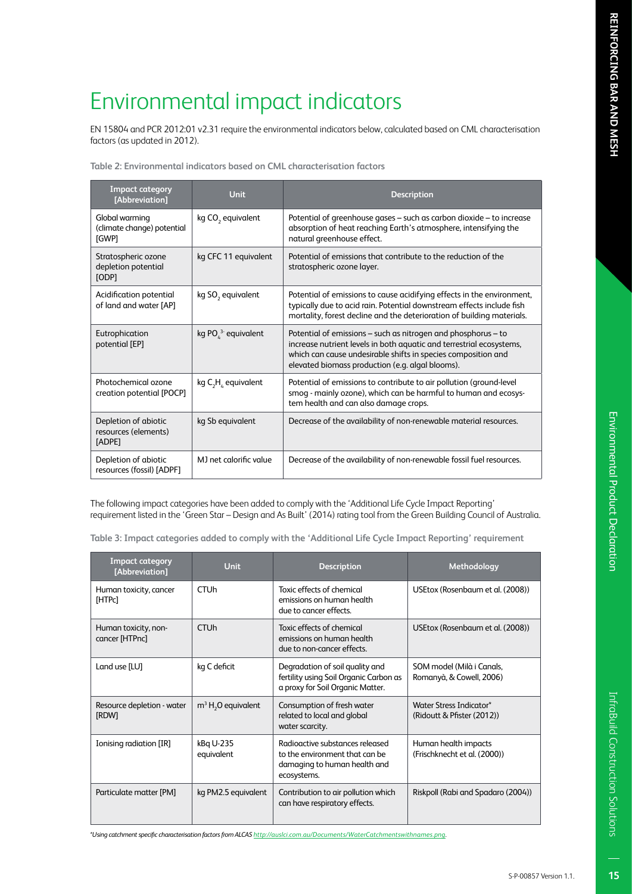# Environmental impact indicators

EN 15804 and PCR 2012:01 v2.31 require the environmental indicators below, calculated based on CML characterisation factors (as updated in 2012).

**Table 2: Environmental indicators based on CML characterisation factors**

| Impact category [Abbreviation] | Unit | Description |
|---|---|---|
| Global warming (climate change) potential [GWP] | kg $CO_2$ equivalent | Potential of greenhouse gases – such as carbon dioxide – to increase absorption of heat reaching Earth's atmosphere, intensifying the natural greenhouse effect. |
| Stratospheric ozone depletion potential [ODP] | kg CFC 11 equivalent | Potential of emissions that contribute to the reduction of the stratospheric ozone layer. |
| Acidification potential of land and water [AP] | kg $SO_2$ equivalent | Potential of emissions to cause acidifying effects in the environment, typically due to acid rain. Potential downstream effects include fish mortality, forest decline and the deterioration of building materials. |
| Eutrophication potential [EP] | kg $PO_4^{3-}$ equivalent | Potential of emissions – such as nitrogen and phosphorus – to increase nutrient levels in both aquatic and terrestrial ecosystems, which can cause undesirable shifts in species composition and elevated biomass production (e.g. algal blooms). |
| Photochemical ozone creation potential [POCP] | kg $C_2H_4$ equivalent | Potential of emissions to contribute to air pollution (ground-level smog - mainly ozone), which can be harmful to human and ecosystem health and can also damage crops. |
| Depletion of abiotic resources (elements) [ADPE] | kg Sb equivalent | Decrease of the availability of non-renewable material resources. |
| Depletion of abiotic resources (fossil) [ADPF] | MJ net calorific value | Decrease of the availability of non-renewable fossil fuel resources. |

The following impact categories have been added to comply with the 'Additional Life Cycle Impact Reporting' requirement listed in the 'Green Star – Design and As Built' (2014) rating tool from the Green Building Council of Australia.

**Table 3: Impact categories added to comply with the 'Additional Life Cycle Impact Reporting' requirement**

| Impact category [Abbreviation] | Unit | Description | Methodology |
|---|---|---|---|
| Human toxicity, cancer [HTPc] | CTUh | Toxic effects of chemical emissions on human health due to cancer effects. | USEtox (Rosenbaum et al. (2008)) |
| Human toxicity, non-cancer [HTPnc] | CTUh | Toxic effects of chemical emissions on human health due to non-cancer effects. | USEtox (Rosenbaum et al. (2008)) |
| Land use [LU] | kg C deficit | Degradation of soil quality and fertility using Soil Organic Carbon as a proxy for Soil Organic Matter. | SOM model (Milà i Canals, Romanyà, & Cowell, 2006) |
| Resource depletion - water [RDW] | $m^3$ $H_2O$ equivalent | Consumption of fresh water related to local and global water scarcity. | Water Stress Indicator* (Ridoutt & Pfister (2012)) |
| Ionising radiation [IR] | kBq U-235 equivalent | Radioactive substances released to the environment that can be damaging to human health and ecosystems. | Human health impacts (Frischknecht et al. (2000)) |
| Particulate matter [PM] | kg PM2.5 equivalent | Contribution to air pollution which can have respiratory effects. | Riskpoll (Rabi and Spadaro (2004)) |

*Using catchment specific characterisation factors from ALCAS http://auslci.com.au/Documents/WaterCatchmentswithnames.png.*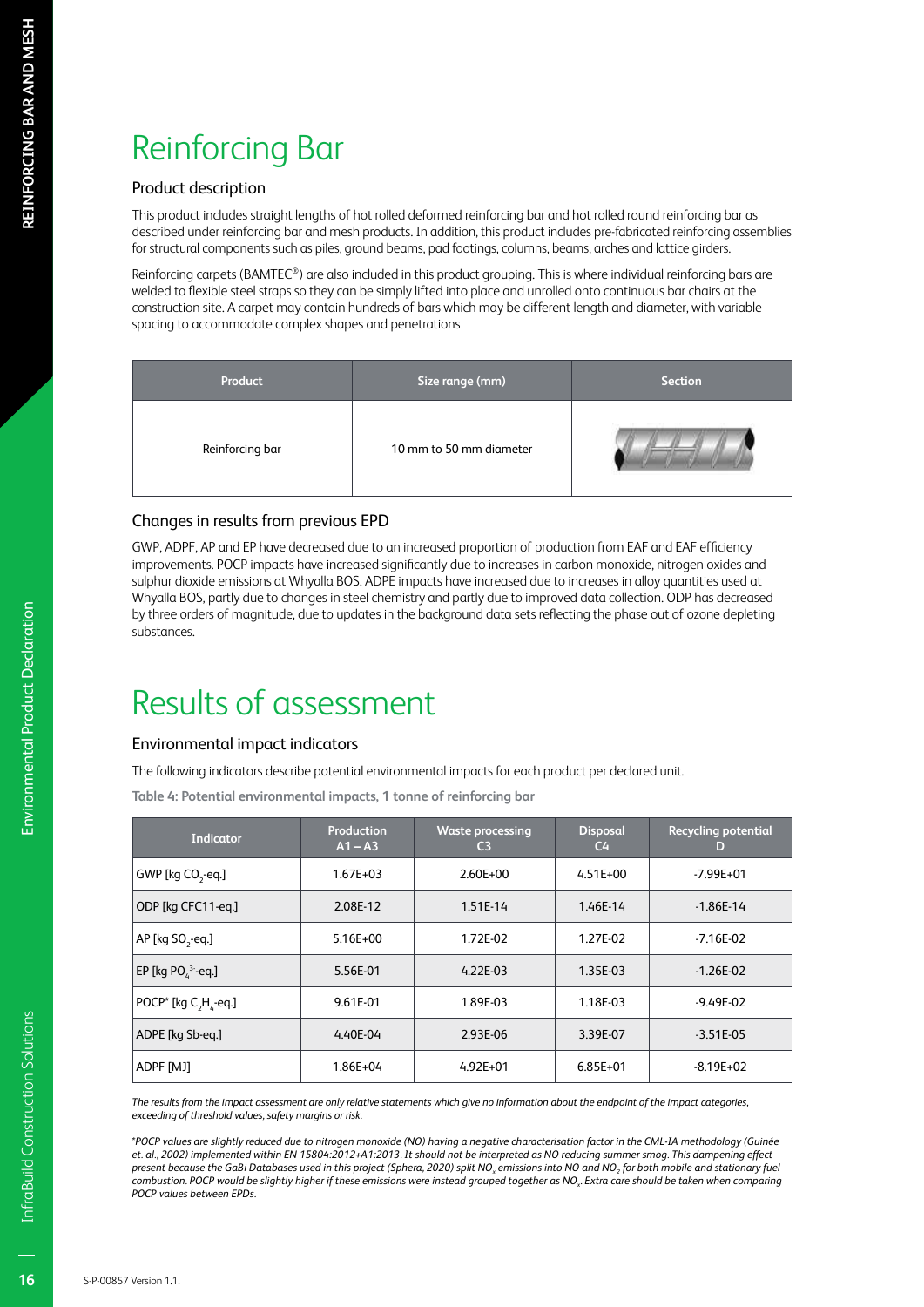# Reinforcing Bar

### Product description

This product includes straight lengths of hot rolled deformed reinforcing bar and hot rolled round reinforcing bar as described under reinforcing bar and mesh products. In addition, this product includes pre-fabricated reinforcing assemblies for structural components such as piles, ground beams, pad footings, columns, beams, arches and lattice girders.

Reinforcing carpets (BAMTEC®) are also included in this product grouping. This is where individual reinforcing bars are welded to flexible steel straps so they can be simply lifted into place and unrolled onto continuous bar chairs at the construction site. A carpet may contain hundreds of bars which may be different length and diameter, with variable spacing to accommodate complex shapes and penetrations

| Product | Size range (mm) | Section |
|---|---|---|
| Reinforcing bar | 10 mm to 50 mm diameter | |

### Changes in results from previous EPD

GWP, ADPF, AP and EP have decreased due to an increased proportion of production from EAF and EAF efficiency improvements. POCP impacts have increased significantly due to increases in carbon monoxide, nitrogen oxides and sulphur dioxide emissions at Whyalla BOS. ADPE impacts have increased due to increases in alloy quantities used at Whyalla BOS, partly due to changes in steel chemistry and partly due to improved data collection. ODP has decreased by three orders of magnitude, due to updates in the background data sets reflecting the phase out of ozone depleting substances.

# Results of assessment

### Environmental impact indicators

The following indicators describe potential environmental impacts for each product per declared unit.

**Table 4: Potential environmental impacts, 1 tonne of reinforcing bar**

| Indicator | Production A1 – A3 | Waste processing C3 | Disposal C4 | Recycling potential D |
|---|---|---|---|---|
| GWP [kg $CO_2$-eq.] | 1.67E+03 | 2.60E+00 | 4.51E+00 | -7.99E+01 |
| ODP [kg CFC11-eq.] | 2.08E-12 | 1.51E-14 | 1.46E-14 | -1.86E-14 |
| AP [kg $SO_2$-eq.] | 5.16E+00 | 1.72E-02 | 1.27E-02 | -7.16E-02 |
| EP [kg $PO_4^{3-}$-eq.] | 5.56E-01 | 4.22E-03 | 1.35E-03 | -1.26E-02 |
| POCP* [kg $C_2H_4$-eq.] | 9.61E-01 | 1.89E-03 | 1.18E-03 | -9.49E-02 |
| ADPE [kg Sb-eq.] | 4.40E-04 | 2.93E-06 | 3.39E-07 | -3.51E-05 |
| ADPF [MJ] | 1.86E+04 | 4.92E+01 | 6.85E+01 | -8.19E+02 |

*The results from the impact assessment are only relative statements which give no information about the endpoint of the impact categories, exceeding of threshold values, safety margins or risk.*

*\*POCP values are slightly reduced due to nitrogen monoxide (NO) having a negative characterisation factor in the CML-IA methodology (Guinée et. al., 2002) implemented within EN 15804:2012+A1:2013. It should not be interpreted as NO reducing summer smog. This dampening effect present because the GaBi Databases used in this project (Sphera, 2020) split $NO_x$ emissions into NO and $NO_2$ for both mobile and stationary fuel combustion. POCP would be slightly higher if these emissions were instead grouped together as $NO_x$. Extra care should be taken when comparing POCP values between EPDs.*

S-P-00857 Version 1.1.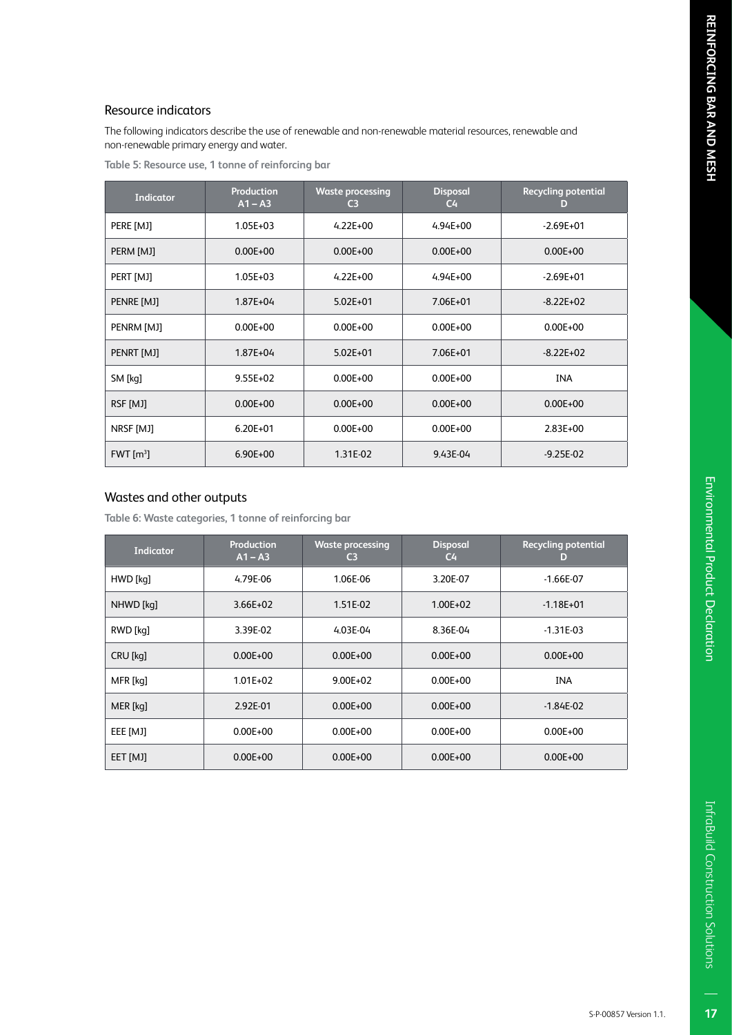## Resource indicators

The following indicators describe the use of renewable and non-renewable material resources, renewable and non-renewable primary energy and water.

**Table 5: Resource use, 1 tonne of reinforcing bar**

| Indicator | Production A1 – A3 | Waste processing C3 | Disposal C4 | Recycling potential D |
|---|---|---|---|---|
| PERE [MJ] | 1.05E+03 | 4.22E+00 | 4.94E+00 | -2.69E+01 |
| PERM [MJ] | 0.00E+00 | 0.00E+00 | 0.00E+00 | 0.00E+00 |
| PERT [MJ] | 1.05E+03 | 4.22E+00 | 4.94E+00 | -2.69E+01 |
| PENRE [MJ] | 1.87E+04 | 5.02E+01 | 7.06E+01 | -8.22E+02 |
| PENRM [MJ] | 0.00E+00 | 0.00E+00 | 0.00E+00 | 0.00E+00 |
| PENRT [MJ] | 1.87E+04 | 5.02E+01 | 7.06E+01 | -8.22E+02 |
| SM [kg] | 9.55E+02 | 0.00E+00 | 0.00E+00 | INA |
| RSF [MJ] | 0.00E+00 | 0.00E+00 | 0.00E+00 | 0.00E+00 |
| NRSF [MJ] | 6.20E+01 | 0.00E+00 | 0.00E+00 | 2.83E+00 |
| FWT [$m^3$] | 6.90E+00 | 1.31E-02 | 9.43E-04 | -9.25E-02 |

## Wastes and other outputs

**Table 6: Waste categories, 1 tonne of reinforcing bar**

| Indicator | Production A1 – A3 | Waste processing C3 | Disposal C4 | Recycling potential D |
|---|---|---|---|---|
| HWD [kg] | 4.79E-06 | 1.06E-06 | 3.20E-07 | -1.66E-07 |
| NHWD [kg] | 3.66E+02 | 1.51E-02 | 1.00E+02 | -1.18E+01 |
| RWD [kg] | 3.39E-02 | 4.03E-04 | 8.36E-04 | -1.31E-03 |
| CRU [kg] | 0.00E+00 | 0.00E+00 | 0.00E+00 | 0.00E+00 |
| MFR [kg] | 1.01E+02 | 9.00E+02 | 0.00E+00 | INA |
| MER [kg] | 2.92E-01 | 0.00E+00 | 0.00E+00 | -1.84E-02 |
| EEE [MJ] | 0.00E+00 | 0.00E+00 | 0.00E+00 | 0.00E+00 |
| EET [MJ] | 0.00E+00 | 0.00E+00 | 0.00E+00 | 0.00E+00 |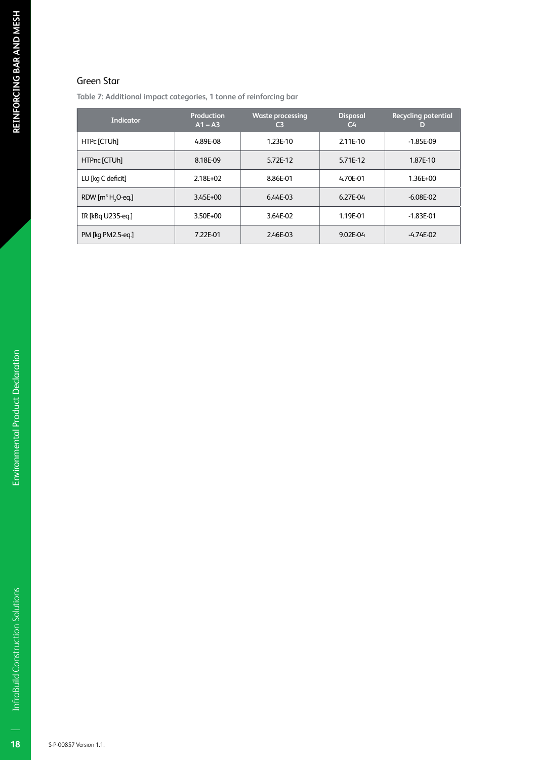## Green Star

Table 7: Additional impact categories, 1 tonne of reinforcing bar

| Indicator | Production A1 – A3 | Waste processing C3 | Disposal C4 | Recycling potential D |
|---|---|---|---|---|
| HTPc [CTUh] | 4.89E-08 | 1.23E-10 | 2.11E-10 | -1.85E-09 |
| HTPnc [CTUh] | 8.18E-09 | 5.72E-12 | 5.71E-12 | 1.87E-10 |
| LU [kg C deficit] | 2.18E+02 | 8.86E-01 | 4.70E-01 | 1.36E+00 |
| RDW [$m^3$ $H_2O$-eq.] | 3.45E+00 | 6.44E-03 | 6.27E-04 | -6.08E-02 |
| IR [kBq U235-eq.] | 3.50E+00 | 3.64E-02 | 1.19E-01 | -1.83E-01 |
| PM [kg PM2.5-eq.] | 7.22E-01 | 2.46E-03 | 9.02E-04 | -4.74E-02 |

S-P-00857 Version 1.1.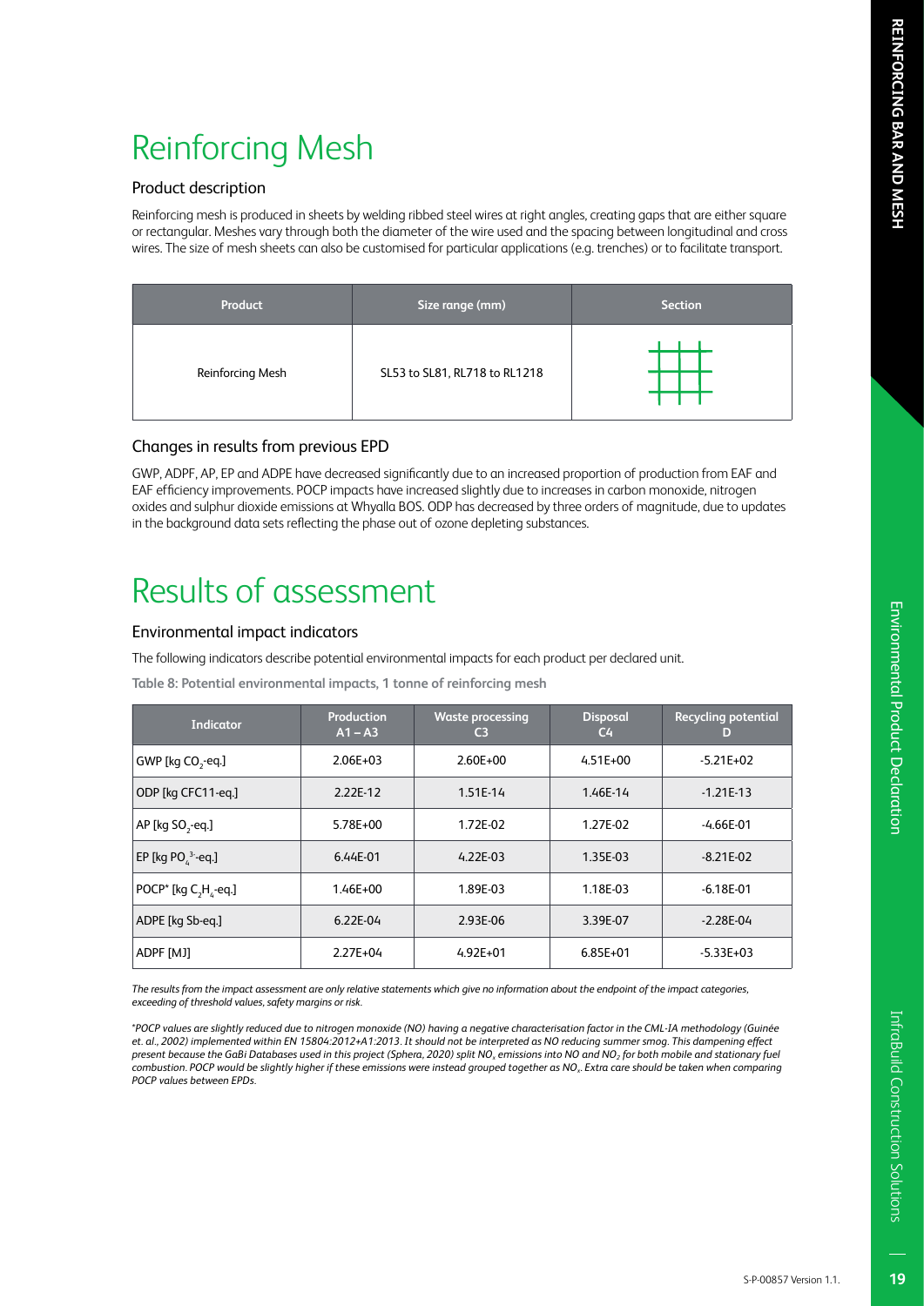# Reinforcing Mesh

## Product description

Reinforcing mesh is produced in sheets by welding ribbed steel wires at right angles, creating gaps that are either square or rectangular. Meshes vary through both the diameter of the wire used and the spacing between longitudinal and cross wires. The size of mesh sheets can also be customised for particular applications (e.g. trenches) or to facilitate transport.

| Product | Size range (mm) | Section |
|---|---|---|
| Reinforcing Mesh | SL53 to SL81, RL718 to RL1218 | |

## Changes in results from previous EPD

GWP, ADPF, AP, EP and ADPE have decreased significantly due to an increased proportion of production from EAF and EAF efficiency improvements. POCP impacts have increased slightly due to increases in carbon monoxide, nitrogen oxides and sulphur dioxide emissions at Whyalla BOS. ODP has decreased by three orders of magnitude, due to updates in the background data sets reflecting the phase out of ozone depleting substances.

# Results of assessment

## Environmental impact indicators

The following indicators describe potential environmental impacts for each product per declared unit.

**Table 8: Potential environmental impacts, 1 tonne of reinforcing mesh**

| Indicator | Production A1 – A3 | Waste processing C3 | Disposal C4 | Recycling potential D |
|---|---|---|---|---|
| GWP [kg $CO_2$-eq.] | 2.06E+03 | 2.60E+00 | 4.51E+00 | -5.21E+02 |
| ODP [kg CFC11-eq.] | 2.22E-12 | 1.51E-14 | 1.46E-14 | -1.21E-13 |
| AP [kg $SO_2$-eq.] | 5.78E+00 | 1.72E-02 | 1.27E-02 | -4.66E-01 |
| EP [kg $PO_4^{3-}$-eq.] | 6.44E-01 | 4.22E-03 | 1.35E-03 | -8.21E-02 |
| POCP* [kg $C_2H_4$-eq.] | 1.46E+00 | 1.89E-03 | 1.18E-03 | -6.18E-01 |
| ADPE [kg Sb-eq.] | 6.22E-04 | 2.93E-06 | 3.39E-07 | -2.28E-04 |
| ADPF [MJ] | 2.27E+04 | 4.92E+01 | 6.85E+01 | -5.33E+03 |

*The results from the impact assessment are only relative statements which give no information about the endpoint of the impact categories, exceeding of threshold values, safety margins or risk.*

*\*POCP values are slightly reduced due to nitrogen monoxide (NO) having a negative characterisation factor in the CML-IA methodology (Guinée et. al., 2002) implemented within EN 15804:2012+A1:2013. It should not be interpreted as NO reducing summer smog. This dampening effect present because the GaBi Databases used in this project (Sphera, 2020) split $NO_x$ emissions into NO and $NO_2$ for both mobile and stationary fuel combustion. POCP would be slightly higher if these emissions were instead grouped together as $NO_x$. Extra care should be taken when comparing POCP values between EPDs.*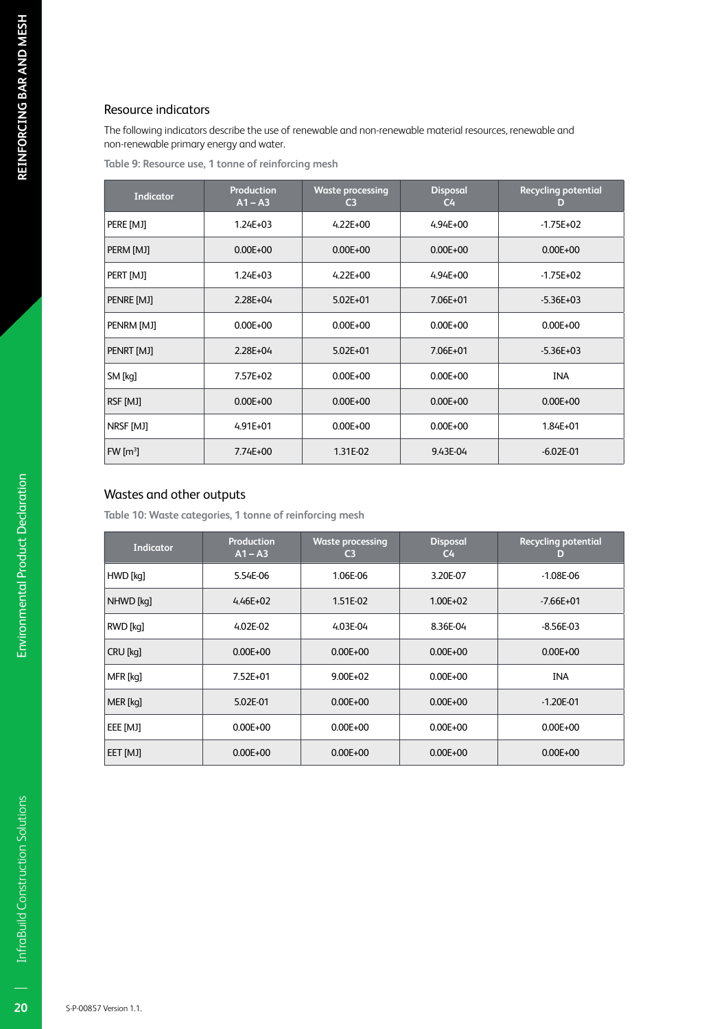## Resource indicators

The following indicators describe the use of renewable and non-renewable material resources, renewable and non-renewable primary energy and water.

**Table 9: Resource use, 1 tonne of reinforcing mesh**

| Indicator | Production A1 – A3 | Waste processing C3 | Disposal C4 | Recycling potential D |
|---|---|---|---|---|
| PERE [MJ] | 1.24E+03 | 4.22E+00 | 4.94E+00 | -1.75E+02 |
| PERM [MJ] | 0.00E+00 | 0.00E+00 | 0.00E+00 | 0.00E+00 |
| PERT [MJ] | 1.24E+03 | 4.22E+00 | 4.94E+00 | -1.75E+02 |
| PENRE [MJ] | 2.28E+04 | 5.02E+01 | 7.06E+01 | -5.36E+03 |
| PENRM [MJ] | 0.00E+00 | 0.00E+00 | 0.00E+00 | 0.00E+00 |
| PENRT [MJ] | 2.28E+04 | 5.02E+01 | 7.06E+01 | -5.36E+03 |
| SM [kg] | 7.57E+02 | 0.00E+00 | 0.00E+00 | INA |
| RSF [MJ] | 0.00E+00 | 0.00E+00 | 0.00E+00 | 0.00E+00 |
| NRSF [MJ] | 4.91E+01 | 0.00E+00 | 0.00E+00 | 1.84E+01 |
| FW [$m^3$] | 7.74E+00 | 1.31E-02 | 9.43E-04 | -6.02E-01 |

## Wastes and other outputs

**Table 10: Waste categories, 1 tonne of reinforcing mesh**

| Indicator | Production A1 – A3 | Waste processing C3 | Disposal C4 | Recycling potential D |
|---|---|---|---|---|
| HWD [kg] | 5.54E-06 | 1.06E-06 | 3.20E-07 | -1.08E-06 |
| NHWD [kg] | 4.46E+02 | 1.51E-02 | 1.00E+02 | -7.66E+01 |
| RWD [kg] | 4.02E-02 | 4.03E-04 | 8.36E-04 | -8.56E-03 |
| CRU [kg] | 0.00E+00 | 0.00E+00 | 0.00E+00 | 0.00E+00 |
| MFR [kg] | 7.52E+01 | 9.00E+02 | 0.00E+00 | INA |
| MER [kg] | 5.02E-01 | 0.00E+00 | 0.00E+00 | -1.20E-01 |
| EEE [MJ] | 0.00E+00 | 0.00E+00 | 0.00E+00 | 0.00E+00 |
| EET [MJ] | 0.00E+00 | 0.00E+00 | 0.00E+00 | 0.00E+00 |

S-P-00857 Version 1.1.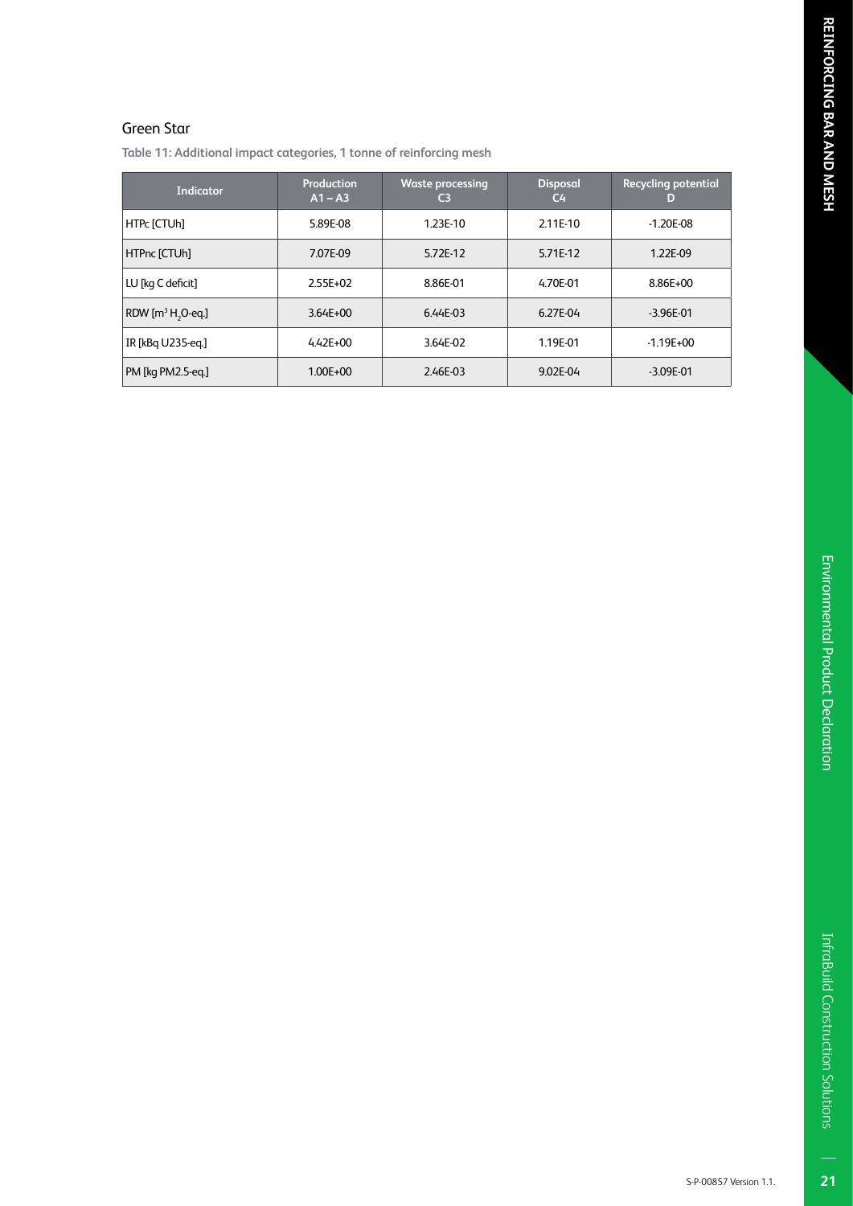## Green Star

**Table 11: Additional impact categories, 1 tonne of reinforcing mesh**

| Indicator | Production A1 – A3 | Waste processing C3 | Disposal C4 | Recycling potential D |
|---|---|---|---|---|
| HTPc [CTUh] | 5.89E-08 | 1.23E-10 | 2.11E-10 | -1.20E-08 |
| HTPnc [CTUh] | 7.07E-09 | 5.72E-12 | 5.71E-12 | 1.22E-09 |
| LU [kg C deficit] | 2.55E+02 | 8.86E-01 | 4.70E-01 | 8.86E+00 |
| RDW [$m^3$ $H_2O$-eq.] | 3.64E+00 | 6.44E-03 | 6.27E-04 | -3.96E-01 |
| IR [kBq U235-eq.] | 4.42E+00 | 3.64E-02 | 1.19E-01 | -1.19E+00 |
| PM [kg PM2.5-eq.] | 1.00E+00 | 2.46E-03 | 9.02E-04 | -3.09E-01 |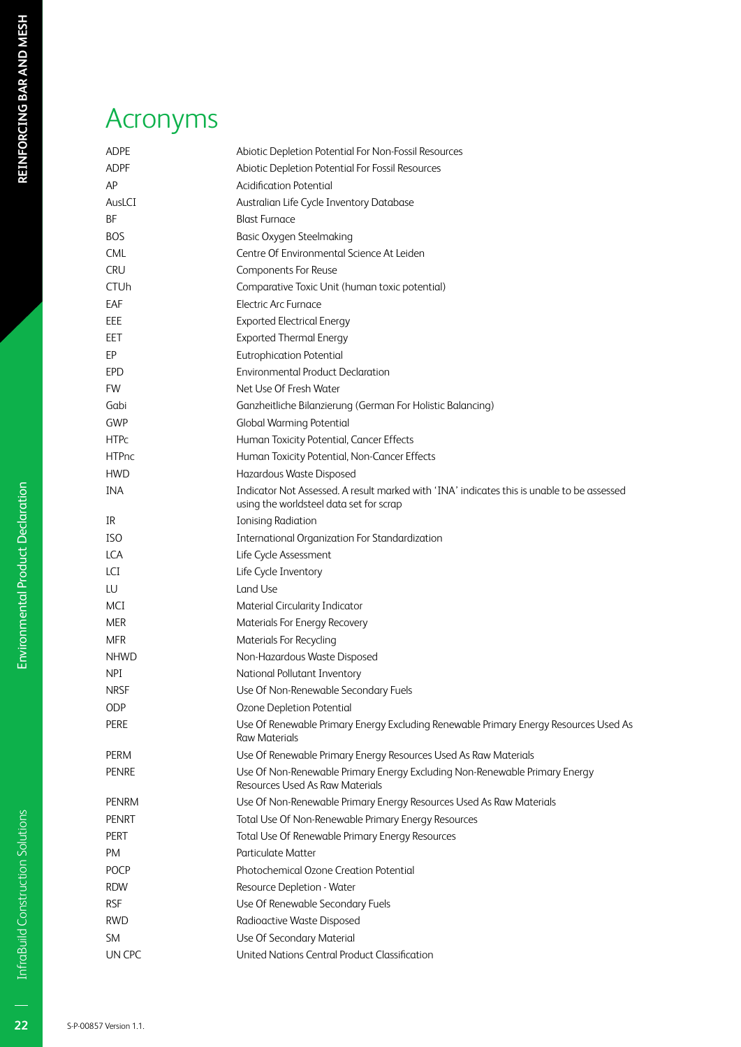# Acronyms

| | |
|---|---|
| ADPE | Abiotic Depletion Potential For Non-Fossil Resources |
| ADPF | Abiotic Depletion Potential For Fossil Resources |
| AP | Acidification Potential |
| AusLCI | Australian Life Cycle Inventory Database |
| BF | Blast Furnace |
| BOS | Basic Oxygen Steelmaking |
| CML | Centre Of Environmental Science At Leiden |
| CRU | Components For Reuse |
| CTUh | Comparative Toxic Unit (human toxic potential) |
| EAF | Electric Arc Furnace |
| EEE | Exported Electrical Energy |
| EET | Exported Thermal Energy |
| EP | Eutrophication Potential |
| EPD | Environmental Product Declaration |
| FW | Net Use Of Fresh Water |
| Gabi | Ganzheitliche Bilanzierung (German For Holistic Balancing) |
| GWP | Global Warming Potential |
| HTPc | Human Toxicity Potential, Cancer Effects |
| HTPnc | Human Toxicity Potential, Non-Cancer Effects |
| HWD | Hazardous Waste Disposed |
| INA | Indicator Not Assessed. A result marked with 'INA' indicates this is unable to be assessed using the worldsteel data set for scrap |
| IR | Ionising Radiation |
| ISO | International Organization For Standardization |
| LCA | Life Cycle Assessment |
| LCI | Life Cycle Inventory |
| LU | Land Use |
| MCI | Material Circularity Indicator |
| MER | Materials For Energy Recovery |
| MFR | Materials For Recycling |
| NHWD | Non-Hazardous Waste Disposed |
| NPI | National Pollutant Inventory |
| NRSF | Use Of Non-Renewable Secondary Fuels |
| ODP | Ozone Depletion Potential |
| PERE | Use Of Renewable Primary Energy Excluding Renewable Primary Energy Resources Used As Raw Materials |
| PERM | Use Of Renewable Primary Energy Resources Used As Raw Materials |
| PENRE | Use Of Non-Renewable Primary Energy Excluding Non-Renewable Primary Energy Resources Used As Raw Materials |
| PENRM | Use Of Non-Renewable Primary Energy Resources Used As Raw Materials |
| PENRT | Total Use Of Non-Renewable Primary Energy Resources |
| PERT | Total Use Of Renewable Primary Energy Resources |
| PM | Particulate Matter |
| POCP | Photochemical Ozone Creation Potential |
| RDW | Resource Depletion - Water |
| RSF | Use Of Renewable Secondary Fuels |
| RWD | Radioactive Waste Disposed |
| SM | Use Of Secondary Material |
| UN CPC | United Nations Central Product Classification |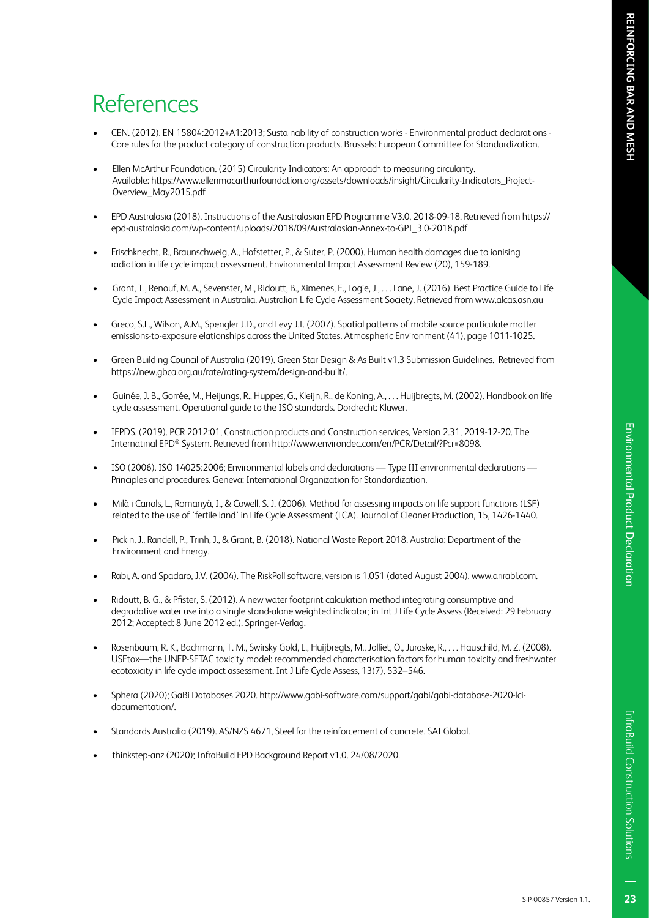# References

- CEN. (2012). EN 15804:2012+A1:2013; Sustainability of construction works - Environmental product declarations - Core rules for the product category of construction products. Brussels: European Committee for Standardization.
- Ellen McArthur Foundation. (2015) Circularity Indicators: An approach to measuring circularity. Available: https://www.ellenmacarthurfoundation.org/assets/downloads/insight/Circularity-Indicators_Project-Overview_May2015.pdf
- EPD Australasia (2018). Instructions of the Australasian EPD Programme V3.0, 2018-09-18. Retrieved from https://epd-australasia.com/wp-content/uploads/2018/09/Australasian-Annex-to-GPI_3.0-2018.pdf
- Frischknecht, R., Braunschweig, A., Hofstetter, P., & Suter, P. (2000). Human health damages due to ionising radiation in life cycle impact assessment. Environmental Impact Assessment Review (20), 159-189.
- Grant, T., Renouf, M. A., Sevenster, M., Ridoutt, B., Ximenes, F., Logie, J., . . . Lane, J. (2016). Best Practice Guide to Life Cycle Impact Assessment in Australia. Australian Life Cycle Assessment Society. Retrieved from www.alcas.asn.au
- Greco, S.L., Wilson, A.M., Spengler J.D., and Levy J.I. (2007). Spatial patterns of mobile source particulate matter emissions-to-exposure elationships across the United States. Atmospheric Environment (41), page 1011-1025.
- Green Building Council of Australia (2019). Green Star Design & As Built v1.3 Submission Guidelines. Retrieved from https://new.gbca.org.au/rate/rating-system/design-and-built/.
- Guinée, J. B., Gorrée, M., Heijungs, R., Huppes, G., Kleijn, R., de Koning, A., . . . Huijbregts, M. (2002). Handbook on life cycle assessment. Operational guide to the ISO standards. Dordrecht: Kluwer.
- IEPDS. (2019). PCR 2012:01, Construction products and Construction services, Version 2.31, 2019-12-20. The Internatinal EPD® System. Retrieved from http://www.environdec.com/en/PCR/Detail/?Pcr=8098.
- ISO (2006). ISO 14025:2006; Environmental labels and declarations — Type III environmental declarations — Principles and procedures. Geneva: International Organization for Standardization.
- Milà i Canals, L., Romanyà, J., & Cowell, S. J. (2006). Method for assessing impacts on life support functions (LSF) related to the use of 'fertile land' in Life Cycle Assessment (LCA). Journal of Cleaner Production, 15, 1426-1440.
- Pickin, J., Randell, P., Trinh, J., & Grant, B. (2018). National Waste Report 2018. Australia: Department of the Environment and Energy.
- Rabi, A. and Spadaro, J.V. (2004). The RiskPoll software, version is 1.051 (dated August 2004). www.arirabl.com.
- Ridoutt, B. G., & Pfister, S. (2012). A new water footprint calculation method integrating consumptive and degradative water use into a single stand-alone weighted indicator; in Int J Life Cycle Assess (Received: 29 February 2012; Accepted: 8 June 2012 ed.). Springer-Verlag.
- Rosenbaum, R. K., Bachmann, T. M., Swirsky Gold, L., Huijbregts, M., Jolliet, O., Juraske, R., . . . Hauschild, M. Z. (2008). USEtox—the UNEP-SETAC toxicity model: recommended characterisation factors for human toxicity and freshwater ecotoxicity in life cycle impact assessment. Int J Life Cycle Assess, 13(7), 532–546.
- Sphera (2020); GaBi Databases 2020. http://www.gabi-software.com/support/gabi/gabi-database-2020-lci-documentation/.
- Standards Australia (2019). AS/NZS 4671, Steel for the reinforcement of concrete. SAI Global.
- thinkstep-anz (2020); InfraBuild EPD Background Report v1.0. 24/08/2020.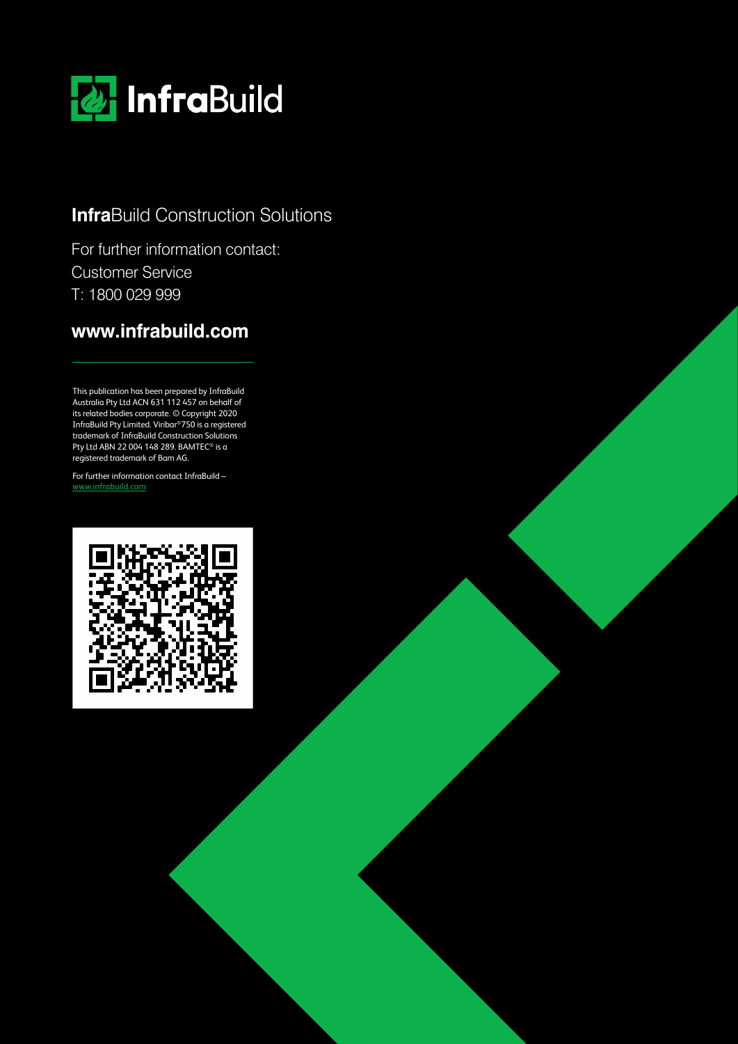**Infra**Build

## **Infra**Build Construction Solutions

For further information contact:
Customer Service
T: 1800 029 999

**www.infrabuild.com**

This publication has been prepared by InfraBuild Australia Pty Ltd ACN 631 112 457 on behalf of its related bodies corporate. © Copyright 2020 InfraBuild Pty Limited. Viribar®750 is a registered trademark of InfraBuild Construction Solutions Pty Ltd ABN 22 004 148 289. BAMTEC® is a registered trademark of Bam AG.

For further information contact InfraBuild – www.infrabuild.com